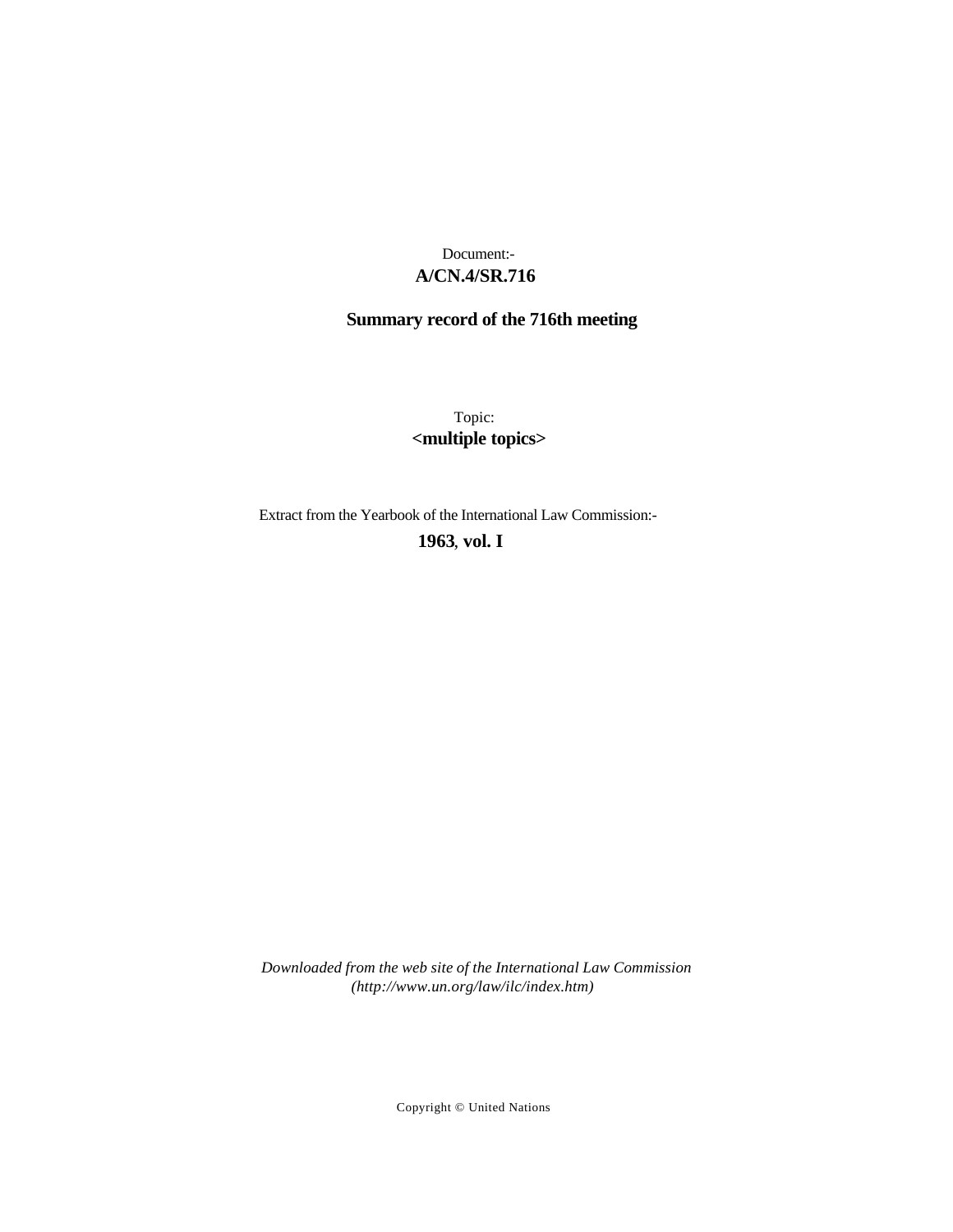Document:-

**A/CN.4/SR.716**

**Summary record of the 716th meeting**

Topic:

**<multiple topics>**

Extract from the Yearbook of the International Law Commission:-

**1963, vol. I**

*Downloaded from the web site of the International Law Commission (http://www.un.org/law/ilc/index.htm)*

Copyright © United Nations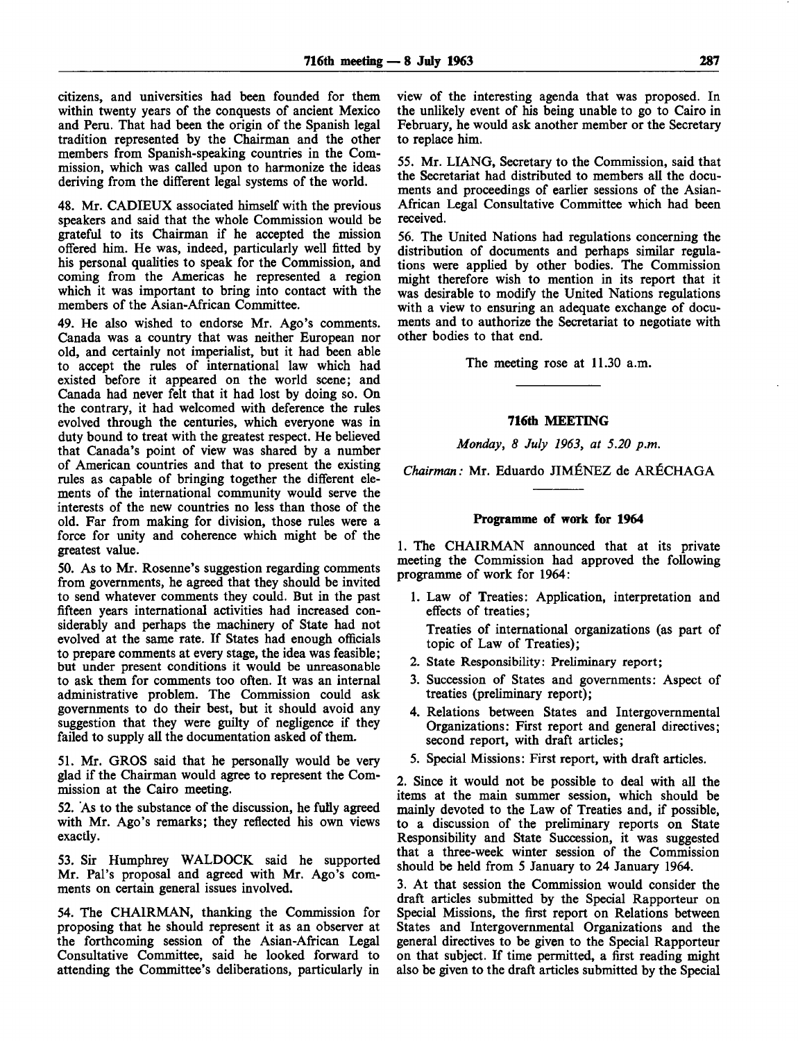citizens, and universities had been founded for them within twenty years of the conquests of ancient Mexico and Peru. That had been the origin of the Spanish legal tradition represented by the Chairman and the other members from Spanish-speaking countries in the Commission, which was called upon to harmonize the ideas deriving from the different legal systems of the world.

48. Mr. CADIEUX associated himself with the previous speakers and said that the whole Commission would be grateful to its Chairman if he accepted the mission offered him. He was, indeed, particularly well fitted by his personal qualities to speak for the Commission, and coming from the Americas he represented a region which it was important to bring into contact with the members of the Asian-African Committee.

49. He also wished to endorse Mr. Ago's comments. Canada was a country that was neither European nor old, and certainly not imperialist, but it had been able to accept the rules of international law which had existed before it appeared on the world scene; and Canada had never felt that it had lost by doing so. On the contrary, it had welcomed with deference the rules evolved through the centuries, which everyone was in duty bound to treat with the greatest respect. He believed that Canada's point of view was shared by a number of American countries and that to present the existing rules as capable of bringing together the different elements of the international community would serve the interests of the new countries no less than those of the old. Far from making for division, those rules were a force for unity and coherence which might be of the greatest value.

50. As to Mr. Rosenne's suggestion regarding comments from governments, he agreed that they should be invited to send whatever comments they could. But in the past fifteen years international activities had increased considerably and perhaps the machinery of State had not evolved at the same rate. If States had enough officials to prepare comments at every stage, the idea was feasible; but under present conditions it would be unreasonable to ask them for comments too often. It was an internal administrative problem. The Commission could ask governments to do their best, but it should avoid any suggestion that they were guilty of negligence if they failed to supply all the documentation asked of them.

51. Mr. GROS said that he personally would be very glad if the Chairman would agree to represent the Commission at the Cairo meeting.

52. As to the substance of the discussion, he fully agreed with Mr. Ago's remarks; they reflected his own views exactly.

53. Sir Humphrey WALDOCK said he supported Mr. Pal's proposal and agreed with Mr. Ago's comments on certain general issues involved.

54. The CHAIRMAN, thanking the Commission for proposing that he should represent it as an observer at the forthcoming session of the Asian-African Legal Consultative Committee, said he looked forward to attending the Committee's deliberations, particularly in view of the interesting agenda that was proposed. In the unlikely event of his being unable to go to Cairo in February, he would ask another member or the Secretary to replace him.

55. Mr. LIANG, Secretary to the Commission, said that the Secretariat had distributed to members all the documents and proceedings of earlier sessions of the Asian-African Legal Consultative Committee which had been received.

56. The United Nations had regulations concerning the distribution of documents and perhaps similar regulations were applied by other bodies. The Commission might therefore wish to mention in its report that it was desirable to modify the United Nations regulations with a view to ensuring an adequate exchange of documents and to authorize the Secretariat to negotiate with other bodies to that end.

The meeting rose at 11.30 a.m.

---

# 716th MEETING

*Monday, 8 July 1963, at 5.20 p.m.*

*Chairman:* Mr. Eduardo JIMÉNEZ de ARÉCHAGA

---

## Programme of work for 1964

1. The CHAIRMAN announced that at its private meeting the Commission had approved the following programme of work for 1964:

1. Law of Treaties: Application, interpretation and effects of treaties;

   Treaties of international organizations (as part of topic of Law of Treaties);
2. State Responsibility: Preliminary report;
3. Succession of States and governments: Aspect of treaties (preliminary report);
4. Relations between States and Intergovernmental Organizations: First report and general directives; second report, with draft articles;
5. Special Missions: First report, with draft articles.

2. Since it would not be possible to deal with all the items at the main summer session, which should be mainly devoted to the Law of Treaties and, if possible, to a discussion of the preliminary reports on State Responsibility and State Succession, it was suggested that a three-week winter session of the Commission should be held from 5 January to 24 January 1964.

3. At that session the Commission would consider the draft articles submitted by the Special Rapporteur on Special Missions, the first report on Relations between States and Intergovernmental Organizations and the general directives to be given to the Special Rapporteur on that subject. If time permitted, a first reading might also be given to the draft articles submitted by the Special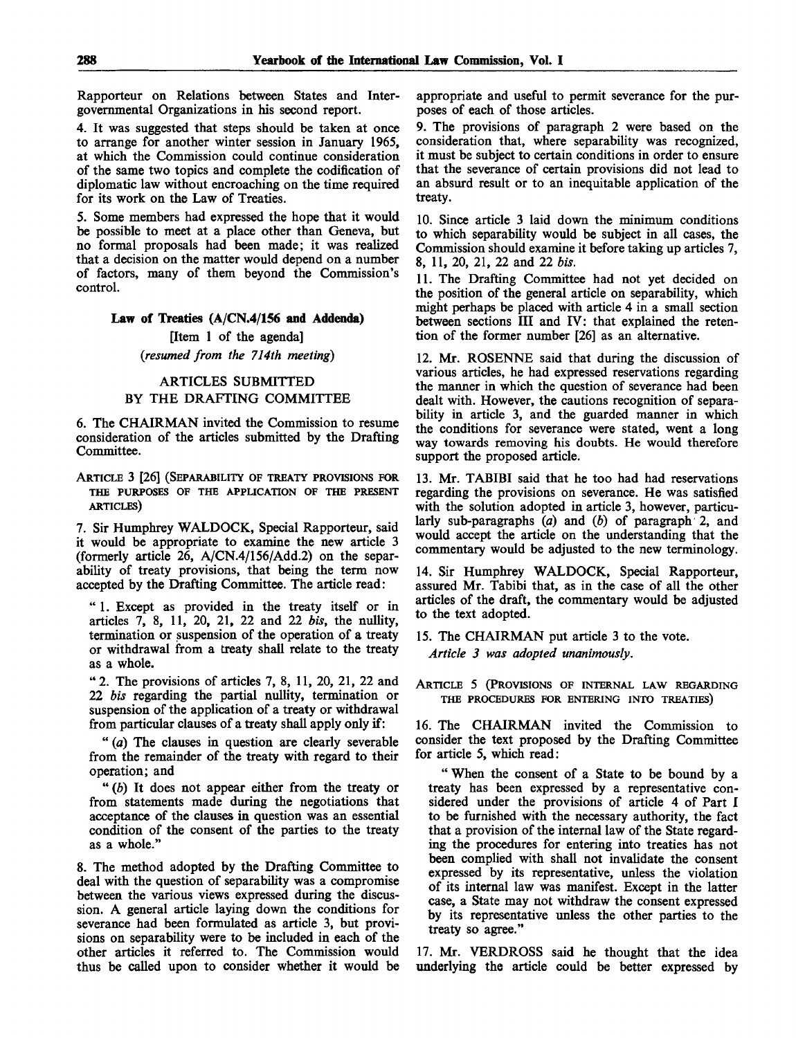Rapporteur on Relations between States and Intergovernmental Organizations in his second report.

4. It was suggested that steps should be taken at once to arrange for another winter session in January 1965, at which the Commission could continue consideration of the same two topics and complete the codification of diplomatic law without encroaching on the time required for its work on the Law of Treaties.

5. Some members had expressed the hope that it would be possible to meet at a place other than Geneva, but no formal proposals had been made; it was realized that a decision on the matter would depend on a number of factors, many of them beyond the Commission's control.

## Law of Treaties (A/CN.4/156 and Addenda)

[Item 1 of the agenda]

*(resumed from the 714th meeting)*

### ARTICLES SUBMITTED BY THE DRAFTING COMMITTEE

6. The CHAIRMAN invited the Commission to resume consideration of the articles submitted by the Drafting Committee.

ARTICLE 3 [26] (SEPARABILITY OF TREATY PROVISIONS FOR THE PURPOSES OF THE APPLICATION OF THE PRESENT ARTICLES)

7. Sir Humphrey WALDOCK, Special Rapporteur, said it would be appropriate to examine the new article 3 (formerly article 26, A/CN.4/156/Add.2) on the separability of treaty provisions, that being the term now accepted by the Drafting Committee. The article read:

"1. Except as provided in the treaty itself or in articles 7, 8, 11, 20, 21, 22 and 22 *bis*, the nullity, termination or suspension of the operation of a treaty or withdrawal from a treaty shall relate to the treaty as a whole.

"2. The provisions of articles 7, 8, 11, 20, 21, 22 and 22 *bis* regarding the partial nullity, termination or suspension of the application of a treaty or withdrawal from particular clauses of a treaty shall apply only if:

"(*a*) The clauses in question are clearly severable from the remainder of the treaty with regard to their operation; and

"(*b*) It does not appear either from the treaty or from statements made during the negotiations that acceptance of the clauses in question was an essential condition of the consent of the parties to the treaty as a whole."

8. The method adopted by the Drafting Committee to deal with the question of separability was a compromise between the various views expressed during the discussion. A general article laying down the conditions for severance had been formulated as article 3, but provisions on separability were to be included in each of the other articles it referred to. The Commission would thus be called upon to consider whether it would be appropriate and useful to permit severance for the purposes of each of those articles.

9. The provisions of paragraph 2 were based on the consideration that, where separability was recognized, it must be subject to certain conditions in order to ensure that the severance of certain provisions did not lead to an absurd result or to an inequitable application of the treaty.

10. Since article 3 laid down the minimum conditions to which separability would be subject in all cases, the Commission should examine it before taking up articles 7, 8, 11, 20, 21, 22 and 22 *bis*.

11. The Drafting Committee had not yet decided on the position of the general article on separability, which might perhaps be placed with article 4 in a small section between sections III and IV: that explained the retention of the former number [26] as an alternative.

12. Mr. ROSENNE said that during the discussion of various articles, he had expressed reservations regarding the manner in which the question of severance had been dealt with. However, the cautions recognition of separability in article 3, and the guarded manner in which the conditions for severance were stated, went a long way towards removing his doubts. He would therefore support the proposed article.

13. Mr. TABIBI said that he too had had reservations regarding the provisions on severance. He was satisfied with the solution adopted in article 3, however, particularly sub-paragraphs (*a*) and (*b*) of paragraph 2, and would accept the article on the understanding that the commentary would be adjusted to the new terminology.

14. Sir Humphrey WALDOCK, Special Rapporteur, assured Mr. Tabibi that, as in the case of all the other articles of the draft, the commentary would be adjusted to the text adopted.

15. The CHAIRMAN put article 3 to the vote.

*Article 3 was adopted unanimously.*

ARTICLE 5 (PROVISIONS OF INTERNAL LAW REGARDING THE PROCEDURES FOR ENTERING INTO TREATIES)

16. The CHAIRMAN invited the Commission to consider the text proposed by the Drafting Committee for article 5, which read:

"When the consent of a State to be bound by a treaty has been expressed by a representative considered under the provisions of article 4 of Part I to be furnished with the necessary authority, the fact that a provision of the internal law of the State regarding the procedures for entering into treaties has not been complied with shall not invalidate the consent expressed by its representative, unless the violation of its internal law was manifest. Except in the latter case, a State may not withdraw the consent expressed by its representative unless the other parties to the treaty so agree."

17. Mr. VERDROSS said he thought that the idea underlying the article could be better expressed by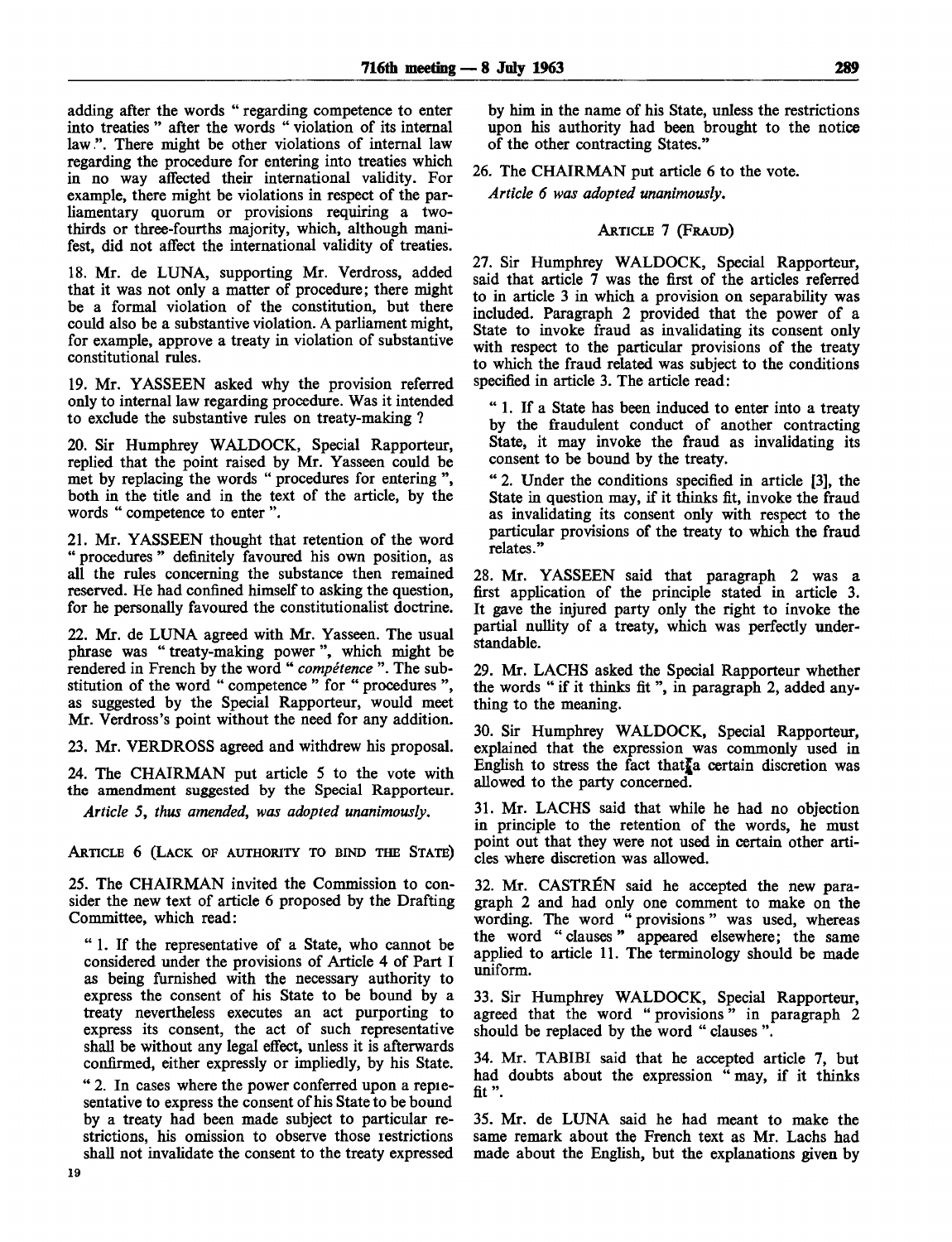adding after the words " regarding competence to enter into treaties " after the words " violation of its internal law ". There might be other violations of internal law regarding the procedure for entering into treaties which in no way affected their international validity. For example, there might be violations in respect of the parliamentary quorum or provisions requiring a two-thirds or three-fourths majority, which, although manifest, did not affect the international validity of treaties.

18. Mr. de LUNA, supporting Mr. Verdross, added that it was not only a matter of procedure; there might be a formal violation of the constitution, but there could also be a substantive violation. A parliament might, for example, approve a treaty in violation of substantive constitutional rules.

19. Mr. YASSEEN asked why the provision referred only to internal law regarding procedure. Was it intended to exclude the substantive rules on treaty-making ?

20. Sir Humphrey WALDOCK, Special Rapporteur, replied that the point raised by Mr. Yasseen could be met by replacing the words " procedures for entering ", both in the title and in the text of the article, by the words " competence to enter ".

21. Mr. YASSEEN thought that retention of the word " procedures " definitely favoured his own position, as all the rules concerning the substance then remained reserved. He had confined himself to asking the question, for he personally favoured the constitutionalist doctrine.

22. Mr. de LUNA agreed with Mr. Yasseen. The usual phrase was " treaty-making power ", which might be rendered in French by the word " *compétence* ". The substitution of the word " competence " for " procedures ", as suggested by the Special Rapporteur, would meet Mr. Verdross's point without the need for any addition.

23. Mr. VERDROSS agreed and withdrew his proposal.

24. The CHAIRMAN put article 5 to the vote with the amendment suggested by the Special Rapporteur.

*Article 5, thus amended, was adopted unanimously.*

ARTICLE 6 (LACK OF AUTHORITY TO BIND THE STATE)

25. The CHAIRMAN invited the Commission to consider the new text of article 6 proposed by the Drafting Committee, which read:

" 1. If the representative of a State, who cannot be considered under the provisions of Article 4 of Part I as being furnished with the necessary authority to express the consent of his State to be bound by a treaty nevertheless executes an act purporting to express its consent, the act of such representative shall be without any legal effect, unless it is afterwards confirmed, either expressly or impliedly, by his State.

" 2. In cases where the power conferred upon a representative to express the consent of his State to be bound by a treaty had been made subject to particular restrictions, his omission to observe those restrictions shall not invalidate the consent to the treaty expressed by him in the name of his State, unless the restrictions upon his authority had been brought to the notice of the other contracting States."

26. The CHAIRMAN put article 6 to the vote.

*Article 6 was adopted unanimously.*

ARTICLE 7 (FRAUD)

27. Sir Humphrey WALDOCK, Special Rapporteur, said that article 7 was the first of the articles referred to in article 3 in which a provision on separability was included. Paragraph 2 provided that the power of a State to invoke fraud as invalidating its consent only with respect to the particular provisions of the treaty to which the fraud related was subject to the conditions specified in article 3. The article read:

" 1. If a State has been induced to enter into a treaty by the fraudulent conduct of another contracting State, it may invoke the fraud as invalidating its consent to be bound by the treaty.

" 2. Under the conditions specified in article [3], the State in question may, if it thinks fit, invoke the fraud as invalidating its consent only with respect to the particular provisions of the treaty to which the fraud relates."

28. Mr. YASSEEN said that paragraph 2 was a first application of the principle stated in article 3. It gave the injured party only the right to invoke the partial nullity of a treaty, which was perfectly understandable.

29. Mr. LACHS asked the Special Rapporteur whether the words " if it thinks fit ", in paragraph 2, added anything to the meaning.

30. Sir Humphrey WALDOCK, Special Rapporteur, explained that the expression was commonly used in English to stress the fact that a certain discretion was allowed to the party concerned.

31. Mr. LACHS said that while he had no objection in principle to the retention of the words, he must point out that they were not used in certain other articles where discretion was allowed.

32. Mr. CASTRÉN said he accepted the new paragraph 2 and had only one comment to make on the wording. The word " provisions " was used, whereas the word " clauses " appeared elsewhere; the same applied to article 11. The terminology should be made uniform.

33. Sir Humphrey WALDOCK, Special Rapporteur, agreed that the word " provisions " in paragraph 2 should be replaced by the word " clauses ".

34. Mr. TABIBI said that he accepted article 7, but had doubts about the expression " may, if it thinks fit ".

35. Mr. de LUNA said he had meant to make the same remark about the French text as Mr. Lachs had made about the English, but the explanations given by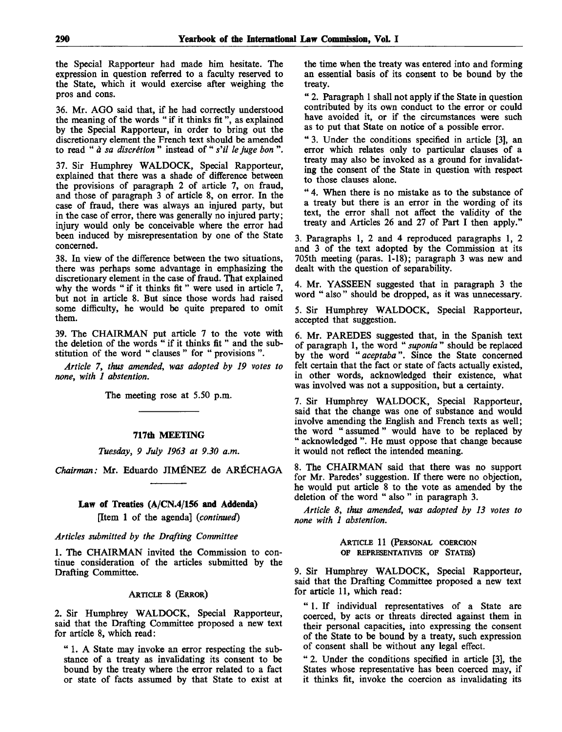the Special Rapporteur had made him hesitate. The expression in question referred to a faculty reserved to the State, which it would exercise after weighing the pros and cons.

36. Mr. AGO said that, if he had correctly understood the meaning of the words " if it thinks fit ", as explained by the Special Rapporteur, in order to bring out the discretionary element the French text should be amended to read " *à sa discrétion* " instead of " *s'il le juge bon* ".

37. Sir Humphrey WALDOCK, Special Rapporteur, explained that there was a shade of difference between the provisions of paragraph 2 of article 7, on fraud, and those of paragraph 3 of article 8, on error. In the case of fraud, there was always an injured party, but in the case of error, there was generally no injured party; injury would only be conceivable where the error had been induced by misrepresentation by one of the State concerned.

38. In view of the difference between the two situations, there was perhaps some advantage in emphasizing the discretionary element in the case of fraud. That explained why the words " if it thinks fit " were used in article 7, but not in article 8. But since those words had raised some difficulty, he would be quite prepared to omit them.

39. The CHAIRMAN put article 7 to the vote with the deletion of the words " if it thinks fit " and the substitution of the word " clauses " for " provisions ".

*Article 7, thus amended, was adopted by 19 votes to none, with 1 abstention.*

The meeting rose at 5.50 p.m.

## 717th MEETING

*Tuesday, 9 July 1963 at 9.30 a.m.*

*Chairman:* Mr. Eduardo JIMÉNEZ de ARÉCHAGA

### Law of Treaties (A/CN.4/156 and Addenda)

[Item 1 of the agenda] (*continued*)

*Articles submitted by the Drafting Committee*

1. The CHAIRMAN invited the Commission to continue consideration of the articles submitted by the Drafting Committee.

#### ARTICLE 8 (ERROR)

2. Sir Humphrey WALDOCK, Special Rapporteur, said that the Drafting Committee proposed a new text for article 8, which read:

" 1. A State may invoke an error respecting the substance of a treaty as invalidating its consent to be bound by the treaty where the error related to a fact or state of facts assumed by that State to exist at the time when the treaty was entered into and forming an essential basis of its consent to be bound by the treaty.

" 2. Paragraph 1 shall not apply if the State in question contributed by its own conduct to the error or could have avoided it, or if the circumstances were such as to put that State on notice of a possible error.

" 3. Under the conditions specified in article [3], an error which relates only to particular clauses of a treaty may also be invoked as a ground for invalidating the consent of the State in question with respect to those clauses alone.

" 4. When there is no mistake as to the substance of a treaty but there is an error in the wording of its text, the error shall not affect the validity of the treaty and Articles 26 and 27 of Part I then apply."

3. Paragraphs 1, 2 and 4 reproduced paragraphs 1, 2 and 3 of the text adopted by the Commission at its 705th meeting (paras. 1-18); paragraph 3 was new and dealt with the question of separability.

4. Mr. YASSEEN suggested that in paragraph 3 the word " also " should be dropped, as it was unnecessary.

5. Sir Humphrey WALDOCK, Special Rapporteur, accepted that suggestion.

6. Mr. PAREDES suggested that, in the Spanish text of paragraph 1, the word " *suponía* " should be replaced by the word " *aceptaba* ". Since the State concerned felt certain that the fact or state of facts actually existed, in other words, acknowledged their existence, what was involved was not a supposition, but a certainty.

7. Sir Humphrey WALDOCK, Special Rapporteur, said that the change was one of substance and would involve amending the English and French texts as well; the word " assumed " would have to be replaced by " acknowledged ". He must oppose that change because it would not reflect the intended meaning.

8. The CHAIRMAN said that there was no support for Mr. Paredes' suggestion. If there were no objection, he would put article 8 to the vote as amended by the deletion of the word " also " in paragraph 3.

*Article 8, thus amended, was adopted by 13 votes to none with 1 abstention.*

#### ARTICLE 11 (PERSONAL COERCION OF REPRESENTATIVES OF STATES)

9. Sir Humphrey WALDOCK, Special Rapporteur, said that the Drafting Committee proposed a new text for article 11, which read:

" 1. If individual representatives of a State are coerced, by acts or threats directed against them in their personal capacities, into expressing the consent of the State to be bound by a treaty, such expression of consent shall be without any legal effect.

" 2. Under the conditions specified in article [3], the States whose representative has been coerced may, if it thinks fit, invoke the coercion as invalidating its